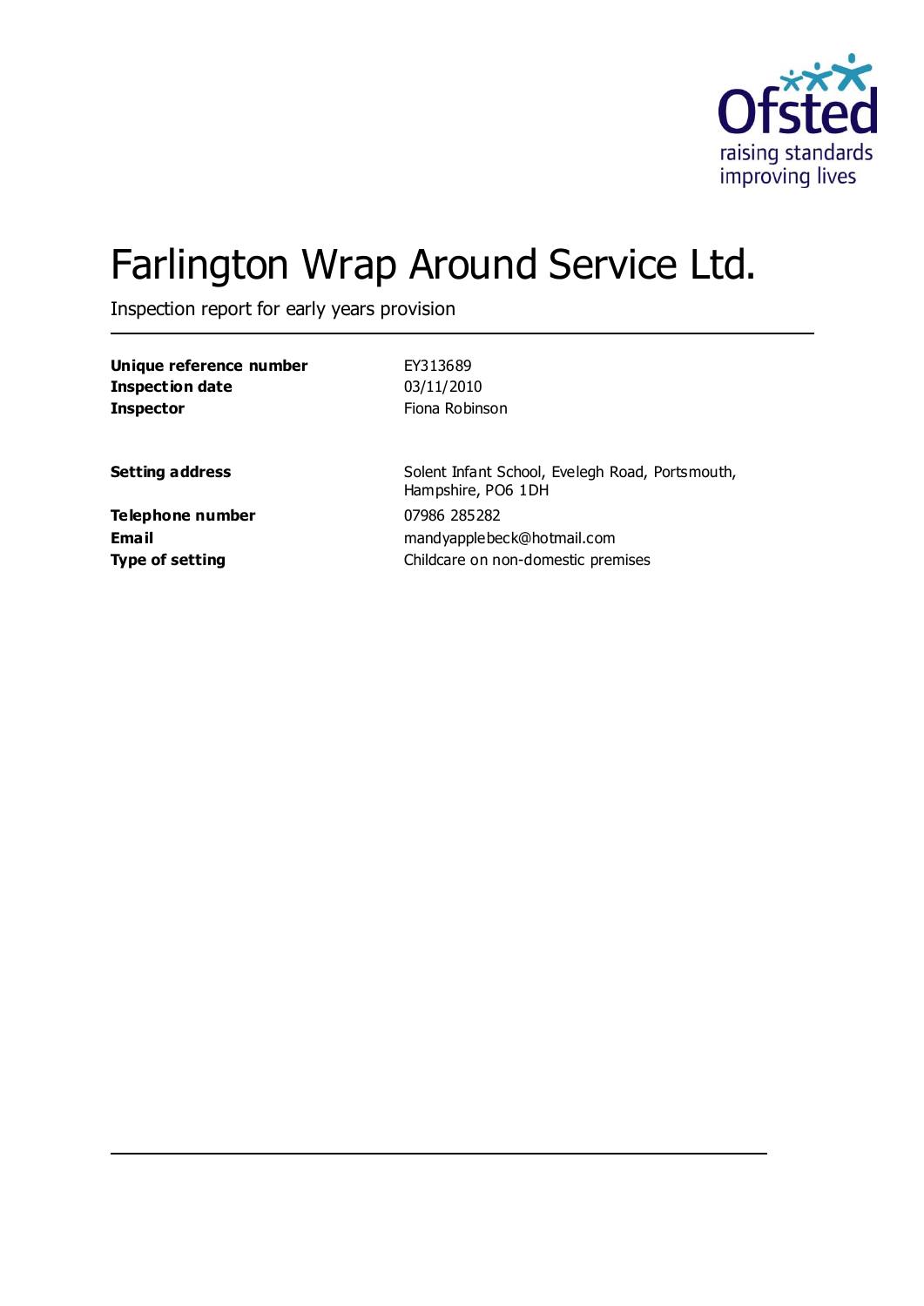# Farlington Wrap Around Service Ltd.

Inspection report for early years provision

| | |
|---|---|
| **Unique reference number** | EY313689 |
| **Inspection date** | 03/11/2010 |
| **Inspector** | Fiona Robinson |

| | |
|---|---|
| **Setting address** | Solent Infant School, Evelegh Road, Portsmouth, Hampshire, PO6 1DH |
| **Telephone number** | 07986 285282 |
| **Email** | mandyapplebeck@hotmail.com |
| **Type of setting** | Childcare on non-domestic premises |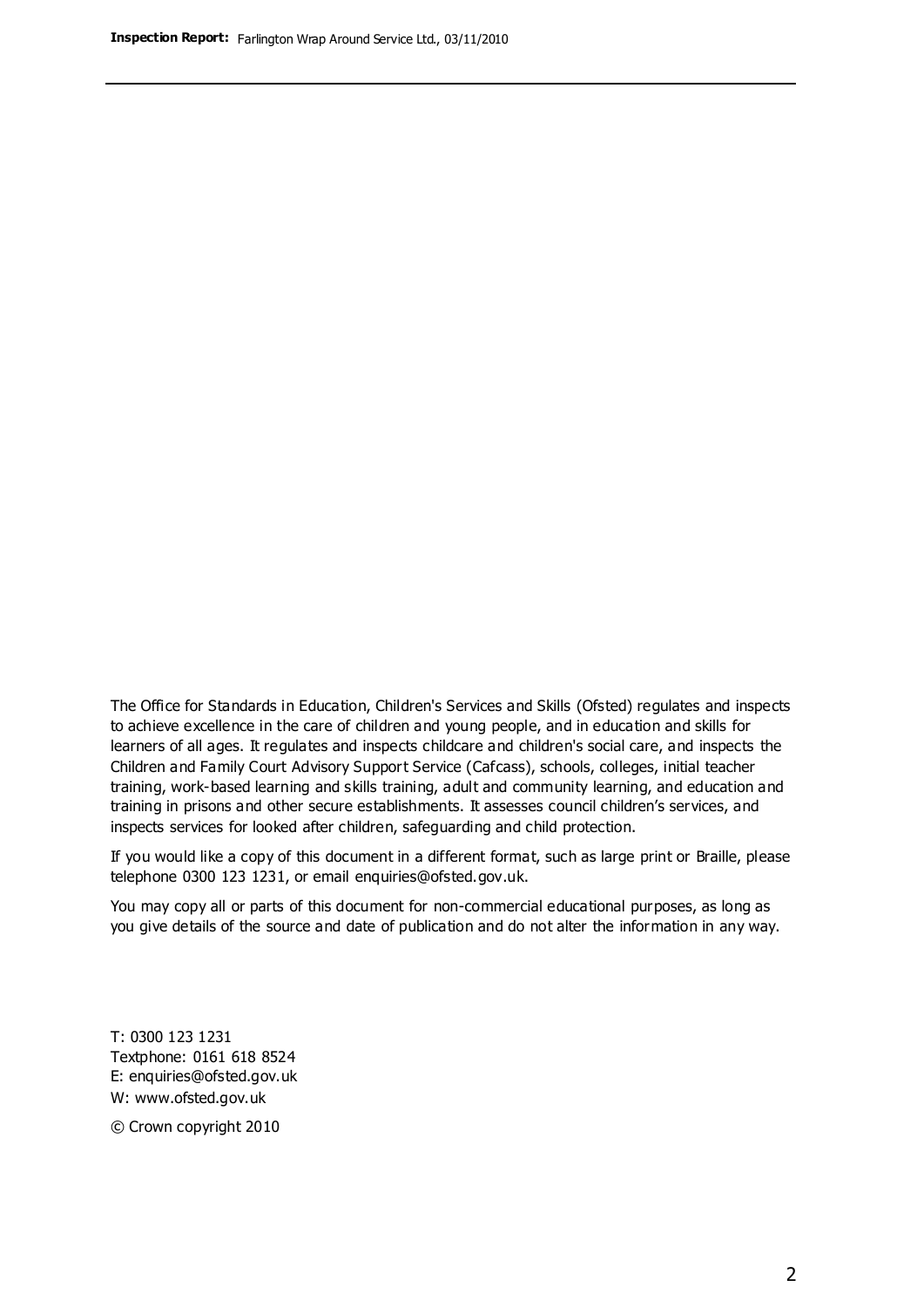The Office for Standards in Education, Children's Services and Skills (Ofsted) regulates and inspects to achieve excellence in the care of children and young people, and in education and skills for learners of all ages. It regulates and inspects childcare and children's social care, and inspects the Children and Family Court Advisory Support Service (Cafcass), schools, colleges, initial teacher training, work-based learning and skills training, adult and community learning, and education and training in prisons and other secure establishments. It assesses council children's services, and inspects services for looked after children, safeguarding and child protection.

If you would like a copy of this document in a different format, such as large print or Braille, please telephone 0300 123 1231, or email enquiries@ofsted.gov.uk.

You may copy all or parts of this document for non-commercial educational purposes, as long as you give details of the source and date of publication and do not alter the information in any way.

T: 0300 123 1231
Textphone: 0161 618 8524
E: enquiries@ofsted.gov.uk
W: www.ofsted.gov.uk

© Crown copyright 2010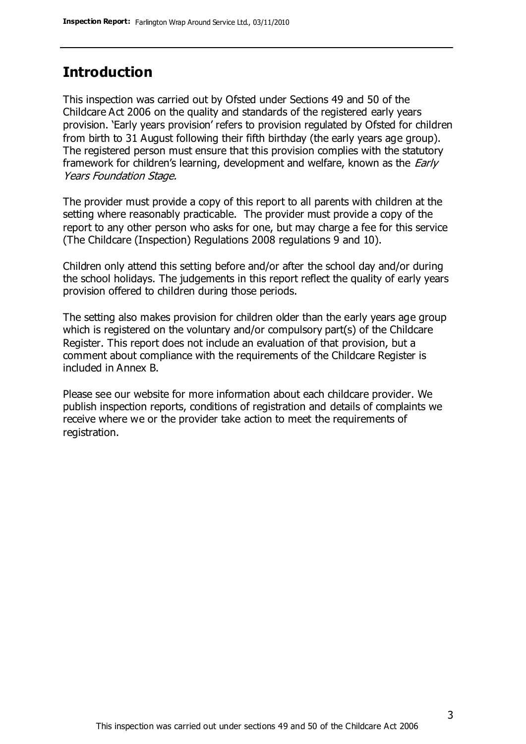## Introduction

This inspection was carried out by Ofsted under Sections 49 and 50 of the Childcare Act 2006 on the quality and standards of the registered early years provision. 'Early years provision' refers to provision regulated by Ofsted for children from birth to 31 August following their fifth birthday (the early years age group). The registered person must ensure that this provision complies with the statutory framework for children's learning, development and welfare, known as the *Early Years Foundation Stage.*

The provider must provide a copy of this report to all parents with children at the setting where reasonably practicable. The provider must provide a copy of the report to any other person who asks for one, but may charge a fee for this service (The Childcare (Inspection) Regulations 2008 regulations 9 and 10).

Children only attend this setting before and/or after the school day and/or during the school holidays. The judgements in this report reflect the quality of early years provision offered to children during those periods.

The setting also makes provision for children older than the early years age group which is registered on the voluntary and/or compulsory part(s) of the Childcare Register. This report does not include an evaluation of that provision, but a comment about compliance with the requirements of the Childcare Register is included in Annex B.

Please see our website for more information about each childcare provider. We publish inspection reports, conditions of registration and details of complaints we receive where we or the provider take action to meet the requirements of registration.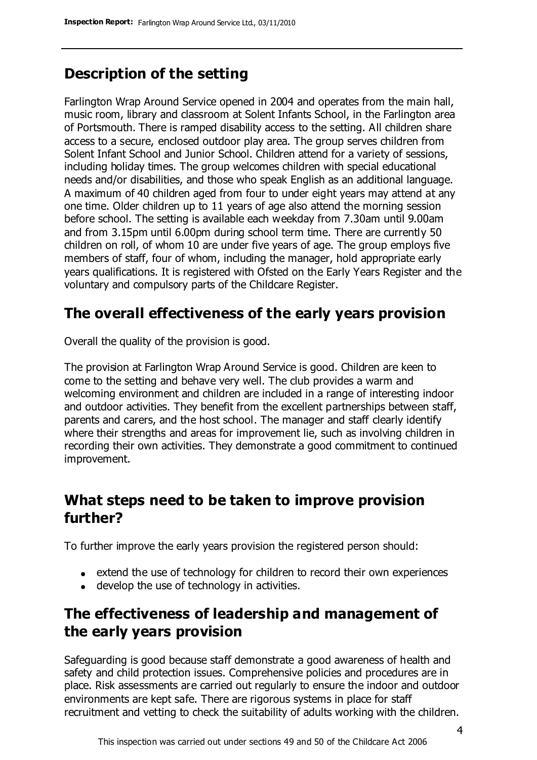## Description of the setting

Farlington Wrap Around Service opened in 2004 and operates from the main hall, music room, library and classroom at Solent Infants School, in the Farlington area of Portsmouth. There is ramped disability access to the setting. All children share access to a secure, enclosed outdoor play area. The group serves children from Solent Infant School and Junior School. Children attend for a variety of sessions, including holiday times. The group welcomes children with special educational needs and/or disabilities, and those who speak English as an additional language. A maximum of 40 children aged from four to under eight years may attend at any one time. Older children up to 11 years of age also attend the morning session before school. The setting is available each weekday from 7.30am until 9.00am and from 3.15pm until 6.00pm during school term time. There are currently 50 children on roll, of whom 10 are under five years of age. The group employs five members of staff, four of whom, including the manager, hold appropriate early years qualifications. It is registered with Ofsted on the Early Years Register and the voluntary and compulsory parts of the Childcare Register.

## The overall effectiveness of the early years provision

Overall the quality of the provision is good.

The provision at Farlington Wrap Around Service is good. Children are keen to come to the setting and behave very well. The club provides a warm and welcoming environment and children are included in a range of interesting indoor and outdoor activities. They benefit from the excellent partnerships between staff, parents and carers, and the host school. The manager and staff clearly identify where their strengths and areas for improvement lie, such as involving children in recording their own activities. They demonstrate a good commitment to continued improvement.

## What steps need to be taken to improve provision further?

To further improve the early years provision the registered person should:

- extend the use of technology for children to record their own experiences
- develop the use of technology in activities.

## The effectiveness of leadership and management of the early years provision

Safeguarding is good because staff demonstrate a good awareness of health and safety and child protection issues. Comprehensive policies and procedures are in place. Risk assessments are carried out regularly to ensure the indoor and outdoor environments are kept safe. There are rigorous systems in place for staff recruitment and vetting to check the suitability of adults working with the children.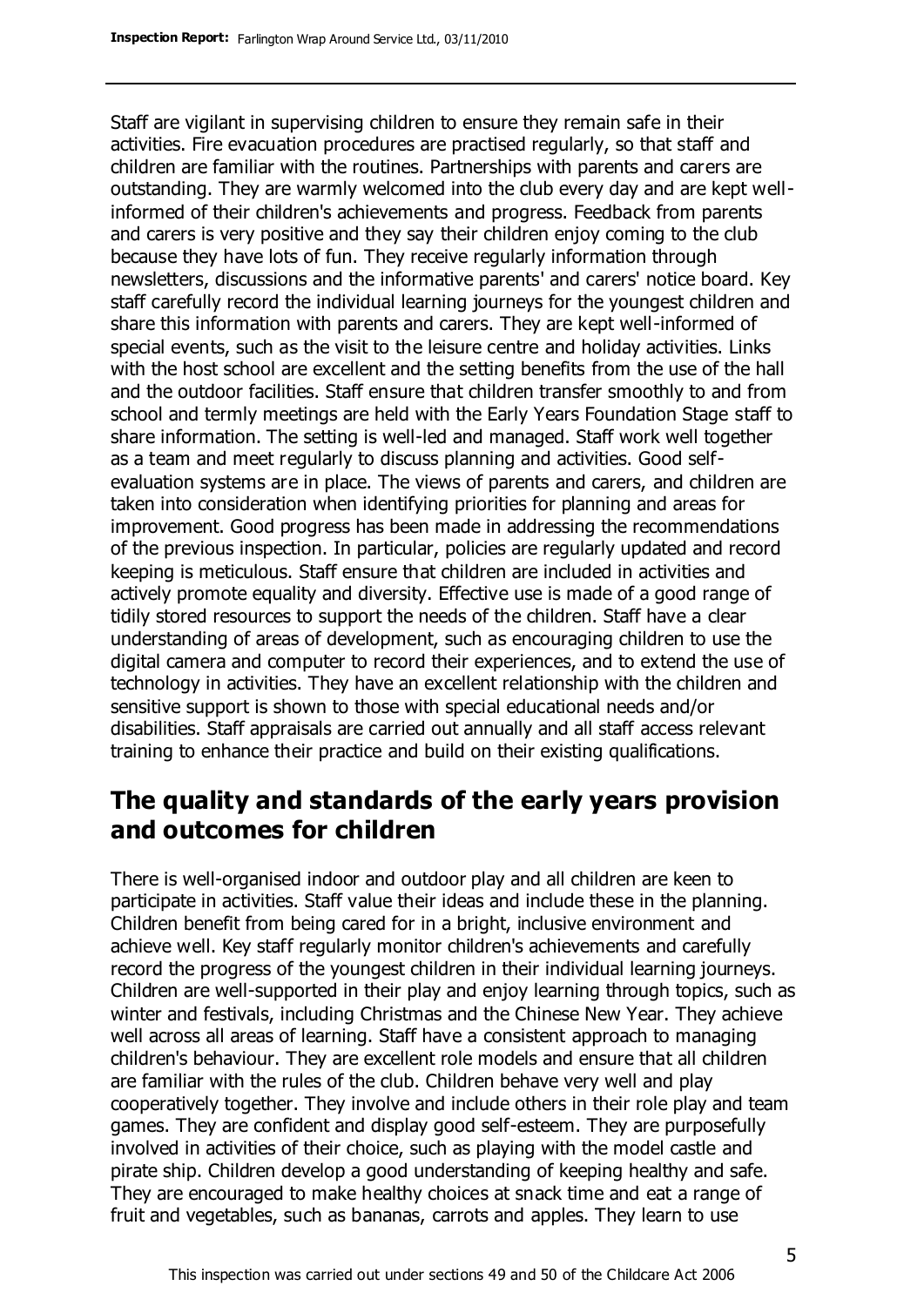Staff are vigilant in supervising children to ensure they remain safe in their activities. Fire evacuation procedures are practised regularly, so that staff and children are familiar with the routines. Partnerships with parents and carers are outstanding. They are warmly welcomed into the club every day and are kept well-informed of their children's achievements and progress. Feedback from parents and carers is very positive and they say their children enjoy coming to the club because they have lots of fun. They receive regularly information through newsletters, discussions and the informative parents' and carers' notice board. Key staff carefully record the individual learning journeys for the youngest children and share this information with parents and carers. They are kept well-informed of special events, such as the visit to the leisure centre and holiday activities. Links with the host school are excellent and the setting benefits from the use of the hall and the outdoor facilities. Staff ensure that children transfer smoothly to and from school and termly meetings are held with the Early Years Foundation Stage staff to share information. The setting is well-led and managed. Staff work well together as a team and meet regularly to discuss planning and activities. Good self-evaluation systems are in place. The views of parents and carers, and children are taken into consideration when identifying priorities for planning and areas for improvement. Good progress has been made in addressing the recommendations of the previous inspection. In particular, policies are regularly updated and record keeping is meticulous. Staff ensure that children are included in activities and actively promote equality and diversity. Effective use is made of a good range of tidily stored resources to support the needs of the children. Staff have a clear understanding of areas of development, such as encouraging children to use the digital camera and computer to record their experiences, and to extend the use of technology in activities. They have an excellent relationship with the children and sensitive support is shown to those with special educational needs and/or disabilities. Staff appraisals are carried out annually and all staff access relevant training to enhance their practice and build on their existing qualifications.

## The quality and standards of the early years provision and outcomes for children

There is well-organised indoor and outdoor play and all children are keen to participate in activities. Staff value their ideas and include these in the planning. Children benefit from being cared for in a bright, inclusive environment and achieve well. Key staff regularly monitor children's achievements and carefully record the progress of the youngest children in their individual learning journeys. Children are well-supported in their play and enjoy learning through topics, such as winter and festivals, including Christmas and the Chinese New Year. They achieve well across all areas of learning. Staff have a consistent approach to managing children's behaviour. They are excellent role models and ensure that all children are familiar with the rules of the club. Children behave very well and play cooperatively together. They involve and include others in their role play and team games. They are confident and display good self-esteem. They are purposefully involved in activities of their choice, such as playing with the model castle and pirate ship. Children develop a good understanding of keeping healthy and safe. They are encouraged to make healthy choices at snack time and eat a range of fruit and vegetables, such as bananas, carrots and apples. They learn to use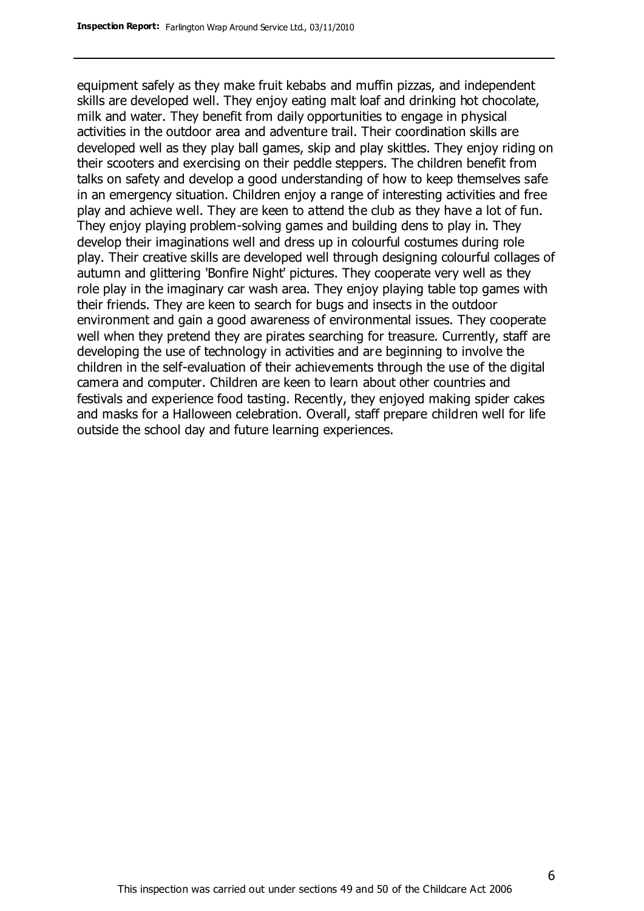equipment safely as they make fruit kebabs and muffin pizzas, and independent skills are developed well. They enjoy eating malt loaf and drinking hot chocolate, milk and water. They benefit from daily opportunities to engage in physical activities in the outdoor area and adventure trail. Their coordination skills are developed well as they play ball games, skip and play skittles. They enjoy riding on their scooters and exercising on their peddle steppers. The children benefit from talks on safety and develop a good understanding of how to keep themselves safe in an emergency situation. Children enjoy a range of interesting activities and free play and achieve well. They are keen to attend the club as they have a lot of fun. They enjoy playing problem-solving games and building dens to play in. They develop their imaginations well and dress up in colourful costumes during role play. Their creative skills are developed well through designing colourful collages of autumn and glittering 'Bonfire Night' pictures. They cooperate very well as they role play in the imaginary car wash area. They enjoy playing table top games with their friends. They are keen to search for bugs and insects in the outdoor environment and gain a good awareness of environmental issues. They cooperate well when they pretend they are pirates searching for treasure. Currently, staff are developing the use of technology in activities and are beginning to involve the children in the self-evaluation of their achievements through the use of the digital camera and computer. Children are keen to learn about other countries and festivals and experience food tasting. Recently, they enjoyed making spider cakes and masks for a Halloween celebration. Overall, staff prepare children well for life outside the school day and future learning experiences.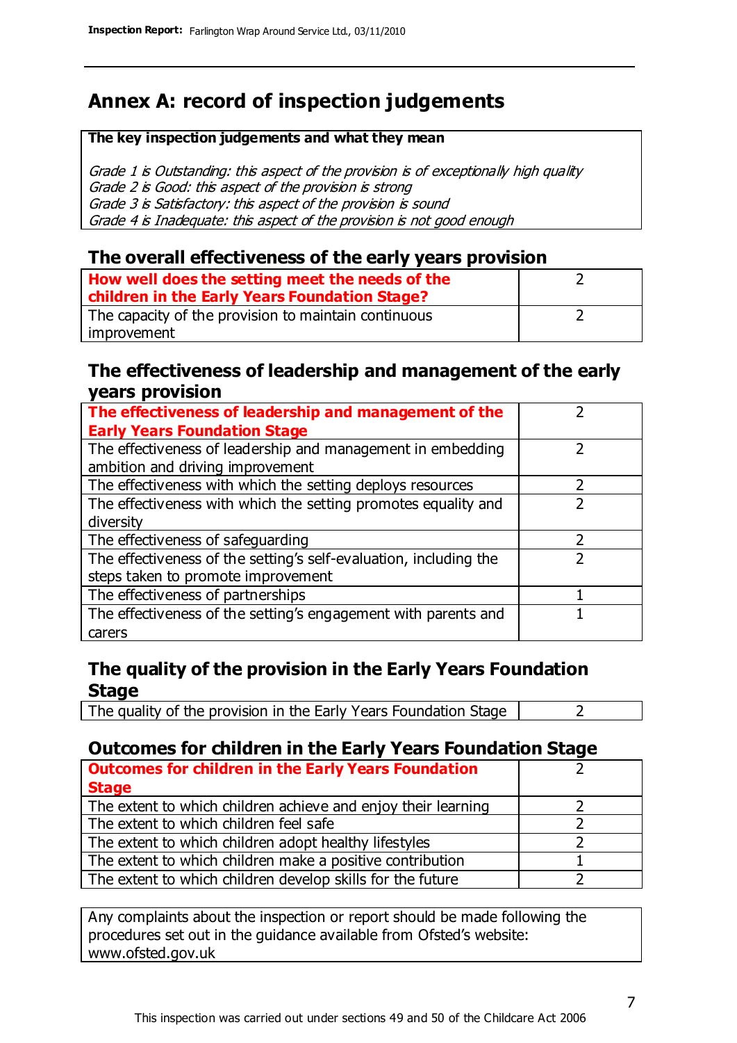# Annex A: record of inspection judgements

**The key inspection judgements and what they mean**

*Grade 1 is Outstanding: this aspect of the provision is of exceptionally high quality*
*Grade 2 is Good: this aspect of the provision is strong*
*Grade 3 is Satisfactory: this aspect of the provision is sound*
*Grade 4 is Inadequate: this aspect of the provision is not good enough*

## The overall effectiveness of the early years provision

| | |
|---|---|
| **How well does the setting meet the needs of the children in the Early Years Foundation Stage?** | 2 |
| The capacity of the provision to maintain continuous improvement | 2 |

## The effectiveness of leadership and management of the early years provision

| | |
|---|---|
| **The effectiveness of leadership and management of the Early Years Foundation Stage** | 2 |
| The effectiveness of leadership and management in embedding ambition and driving improvement | 2 |
| The effectiveness with which the setting deploys resources | 2 |
| The effectiveness with which the setting promotes equality and diversity | 2 |
| The effectiveness of safeguarding | 2 |
| The effectiveness of the setting's self-evaluation, including the steps taken to promote improvement | 2 |
| The effectiveness of partnerships | 1 |
| The effectiveness of the setting's engagement with parents and carers | 1 |

## The quality of the provision in the Early Years Foundation Stage

| | |
|---|---|
| The quality of the provision in the Early Years Foundation Stage | 2 |

## Outcomes for children in the Early Years Foundation Stage

| | |
|---|---|
| **Outcomes for children in the Early Years Foundation Stage** | 2 |
| The extent to which children achieve and enjoy their learning | 2 |
| The extent to which children feel safe | 2 |
| The extent to which children adopt healthy lifestyles | 2 |
| The extent to which children make a positive contribution | 1 |
| The extent to which children develop skills for the future | 2 |

Any complaints about the inspection or report should be made following the procedures set out in the guidance available from Ofsted's website: www.ofsted.gov.uk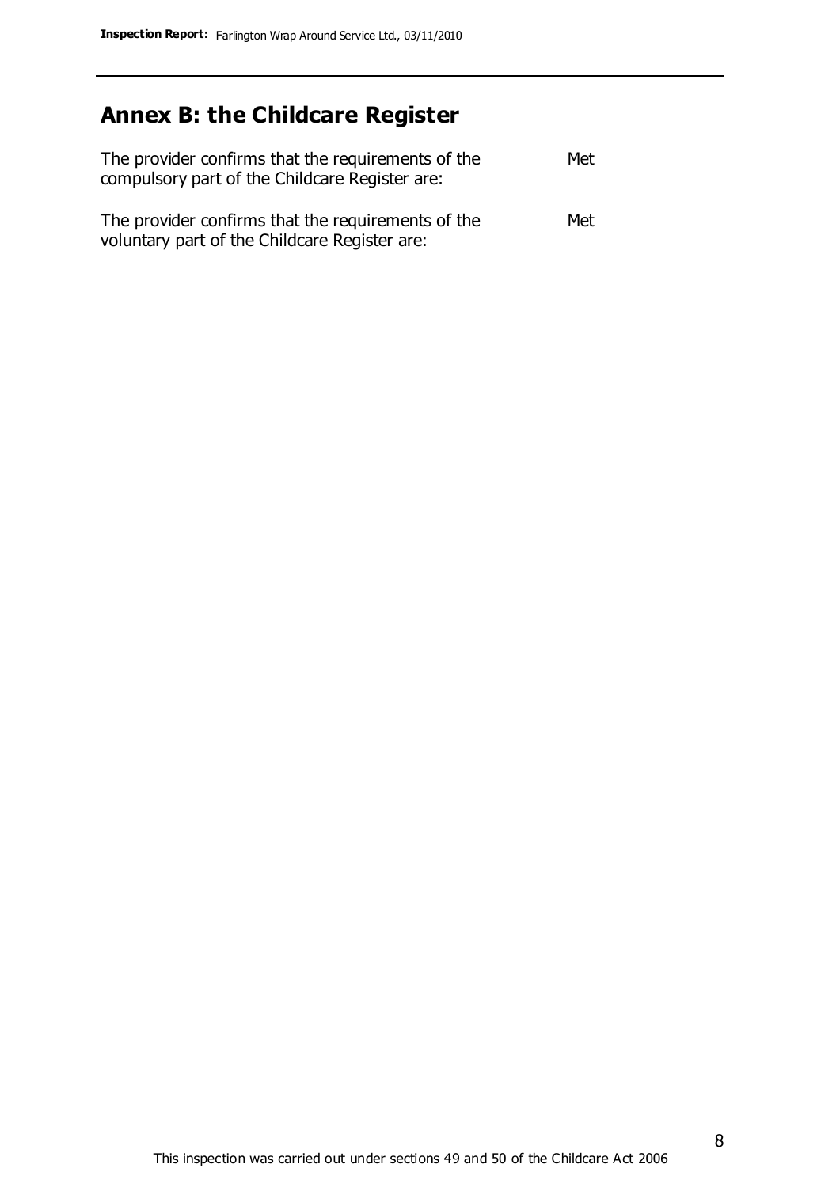## Annex B: the Childcare Register

| | |
|---|---|
| The provider confirms that the requirements of the compulsory part of the Childcare Register are: | Met |
| The provider confirms that the requirements of the voluntary part of the Childcare Register are: | Met |

This inspection was carried out under sections 49 and 50 of the Childcare Act 2006